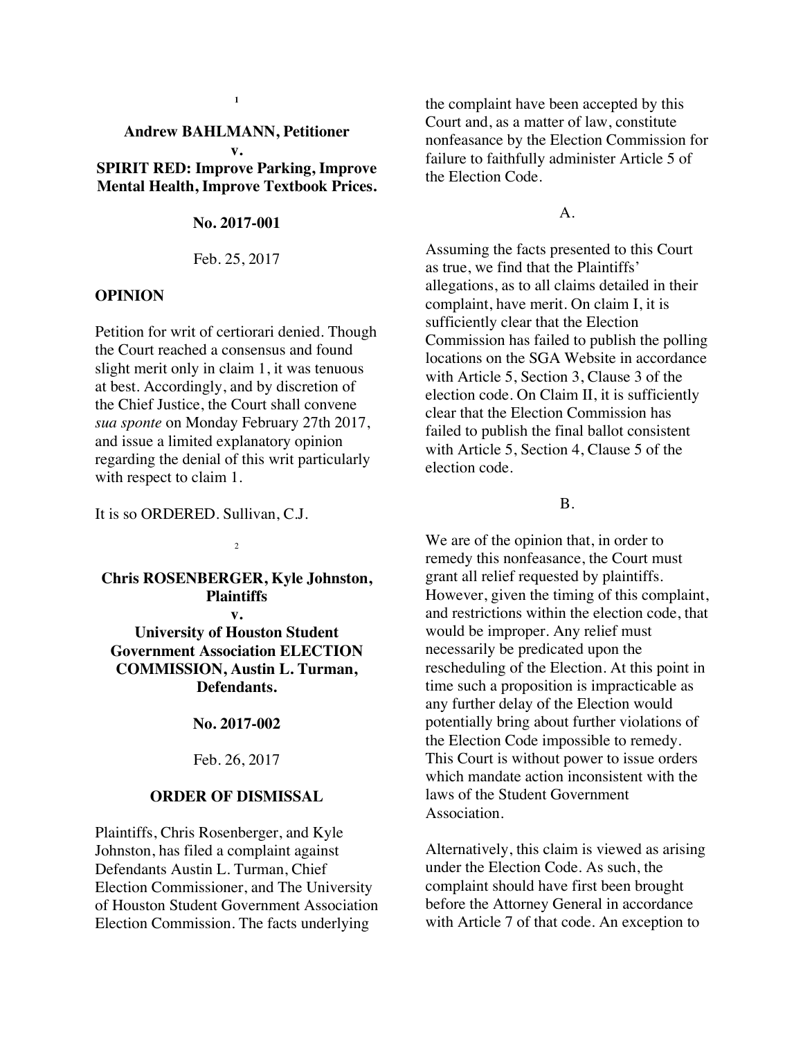1

**Andrew BAHLMANN, Petitioner**
**v.**
**SPIRIT RED: Improve Parking, Improve Mental Health, Improve Textbook Prices.**

**No. 2017-001**

Feb. 25, 2017

**OPINION**

Petition for writ of certiorari denied. Though the Court reached a consensus and found slight merit only in claim 1, it was tenuous at best. Accordingly, and by discretion of the Chief Justice, the Court shall convene *sua sponte* on Monday February 27th 2017, and issue a limited explanatory opinion regarding the denial of this writ particularly with respect to claim 1.

It is so ORDERED. Sullivan, C.J.

2

**Chris ROSENBERGER, Kyle Johnston, Plaintiffs**
**v.**
**University of Houston Student Government Association ELECTION COMMISSION, Austin L. Turman, Defendants.**

**No. 2017-002**

Feb. 26, 2017

**ORDER OF DISMISSAL**

Plaintiffs, Chris Rosenberger, and Kyle Johnston, has filed a complaint against Defendants Austin L. Turman, Chief Election Commissioner, and The University of Houston Student Government Association Election Commission. The facts underlying the complaint have been accepted by this Court and, as a matter of law, constitute nonfeasance by the Election Commission for failure to faithfully administer Article 5 of the Election Code.

A.

Assuming the facts presented to this Court as true, we find that the Plaintiffs' allegations, as to all claims detailed in their complaint, have merit. On claim I, it is sufficiently clear that the Election Commission has failed to publish the polling locations on the SGA Website in accordance with Article 5, Section 3, Clause 3 of the election code. On Claim II, it is sufficiently clear that the Election Commission has failed to publish the final ballot consistent with Article 5, Section 4, Clause 5 of the election code.

B.

We are of the opinion that, in order to remedy this nonfeasance, the Court must grant all relief requested by plaintiffs. However, given the timing of this complaint, and restrictions within the election code, that would be improper. Any relief must necessarily be predicated upon the rescheduling of the Election. At this point in time such a proposition is impracticable as any further delay of the Election would potentially bring about further violations of the Election Code impossible to remedy. This Court is without power to issue orders which mandate action inconsistent with the laws of the Student Government Association.

Alternatively, this claim is viewed as arising under the Election Code. As such, the complaint should have first been brought before the Attorney General in accordance with Article 7 of that code. An exception to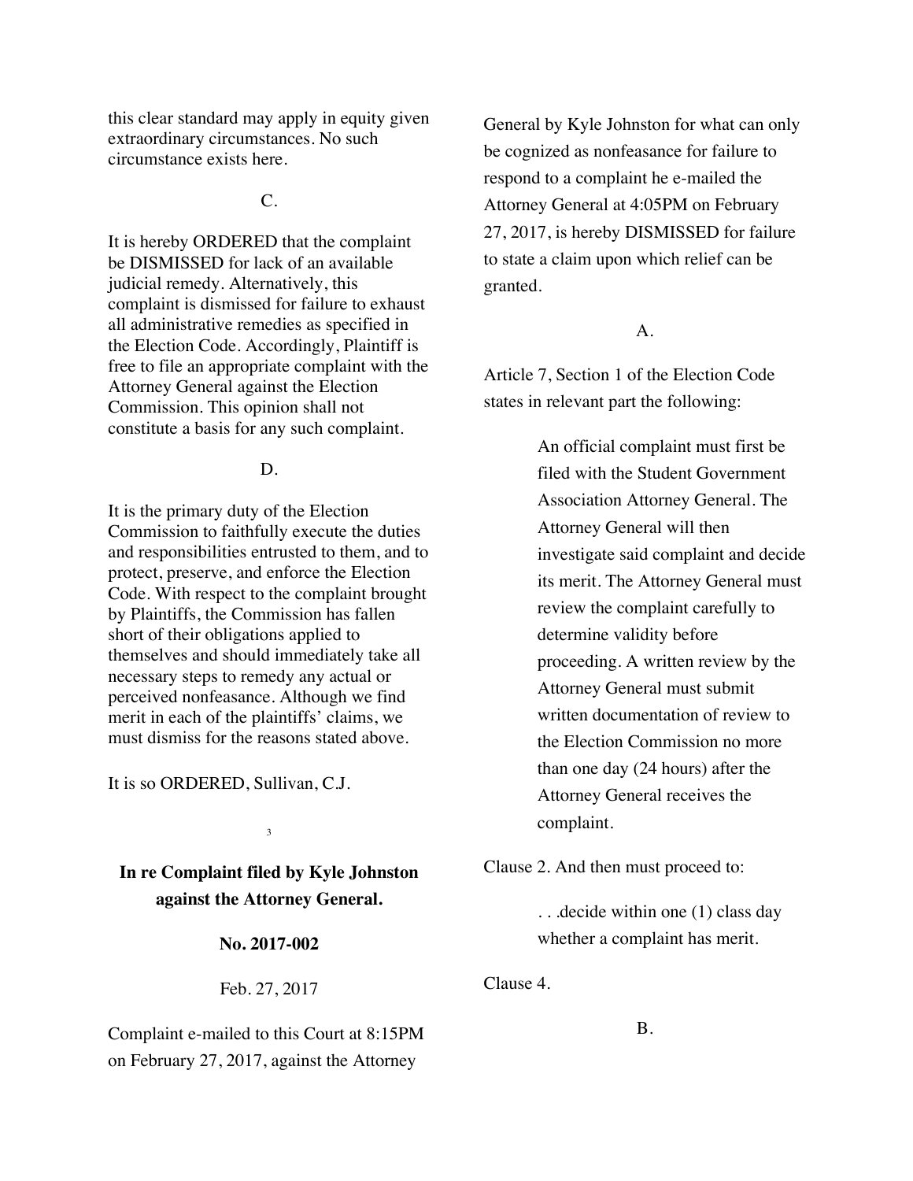this clear standard may apply in equity given extraordinary circumstances. No such circumstance exists here.

C.

It is hereby ORDERED that the complaint be DISMISSED for lack of an available judicial remedy. Alternatively, this complaint is dismissed for failure to exhaust all administrative remedies as specified in the Election Code. Accordingly, Plaintiff is free to file an appropriate complaint with the Attorney General against the Election Commission. This opinion shall not constitute a basis for any such complaint.

D.

It is the primary duty of the Election Commission to faithfully execute the duties and responsibilities entrusted to them, and to protect, preserve, and enforce the Election Code. With respect to the complaint brought by Plaintiffs, the Commission has fallen short of their obligations applied to themselves and should immediately take all necessary steps to remedy any actual or perceived nonfeasance. Although we find merit in each of the plaintiffs' claims, we must dismiss for the reasons stated above.

It is so ORDERED, Sullivan, C.J.

## In re Complaint filed by Kyle Johnston against the Attorney General.

**No. 2017-002**

Feb. 27, 2017

Complaint e-mailed to this Court at 8:15PM on February 27, 2017, against the Attorney General by Kyle Johnston for what can only be cognized as nonfeasance for failure to respond to a complaint he e-mailed the Attorney General at 4:05PM on February 27, 2017, is hereby DISMISSED for failure to state a claim upon which relief can be granted.

A.

Article 7, Section 1 of the Election Code states in relevant part the following:

> An official complaint must first be filed with the Student Government Association Attorney General. The Attorney General will then investigate said complaint and decide its merit. The Attorney General must review the complaint carefully to determine validity before proceeding. A written review by the Attorney General must submit written documentation of review to the Election Commission no more than one day (24 hours) after the Attorney General receives the complaint.

Clause 2. And then must proceed to:

> . . .decide within one (1) class day whether a complaint has merit.

Clause 4.

B.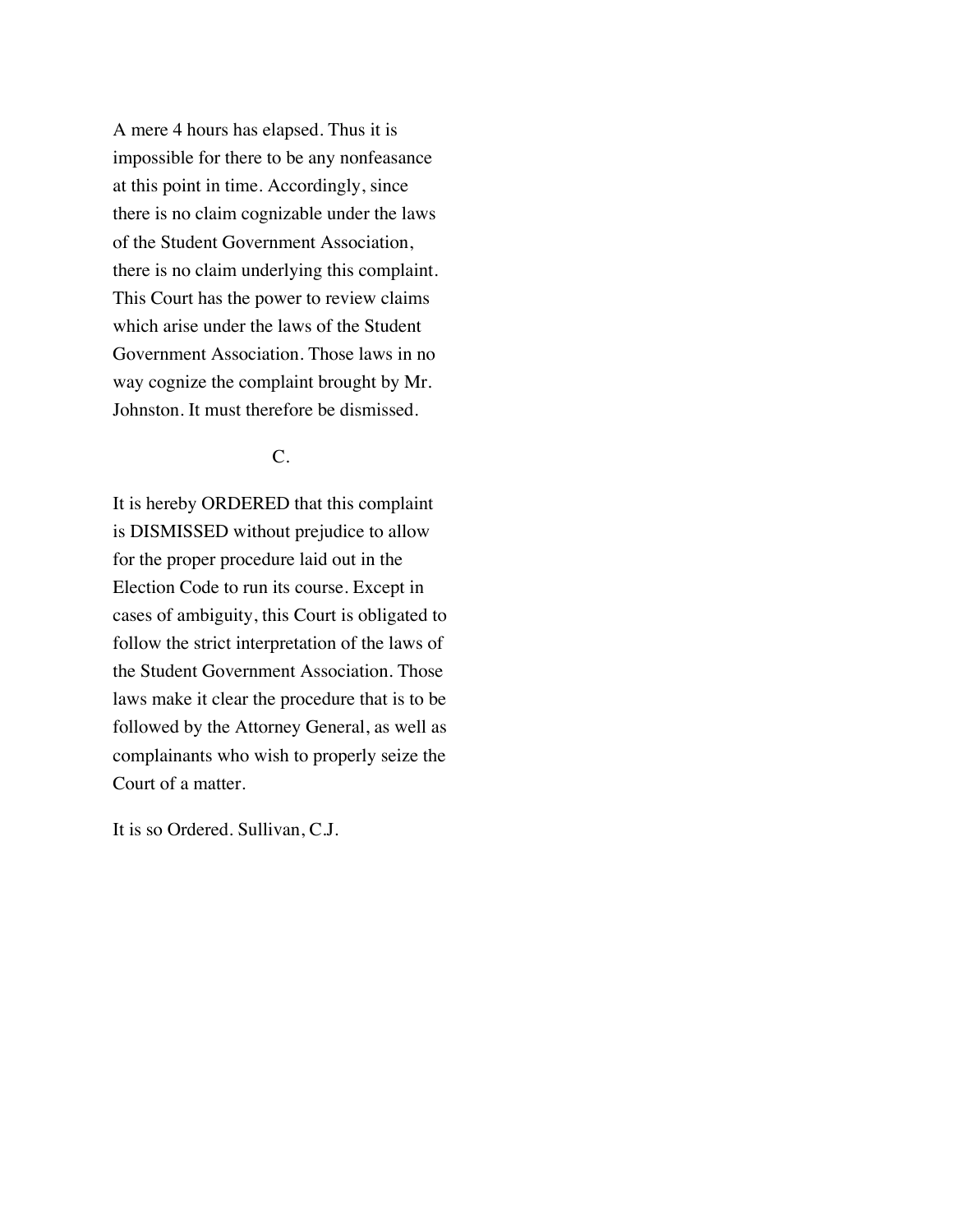A mere 4 hours has elapsed. Thus it is impossible for there to be any nonfeasance at this point in time. Accordingly, since there is no claim cognizable under the laws of the Student Government Association, there is no claim underlying this complaint. This Court has the power to review claims which arise under the laws of the Student Government Association. Those laws in no way cognize the complaint brought by Mr. Johnston. It must therefore be dismissed.

C.

It is hereby ORDERED that this complaint is DISMISSED without prejudice to allow for the proper procedure laid out in the Election Code to run its course. Except in cases of ambiguity, this Court is obligated to follow the strict interpretation of the laws of the Student Government Association. Those laws make it clear the procedure that is to be followed by the Attorney General, as well as complainants who wish to properly seize the Court of a matter.

It is so Ordered. Sullivan, C.J.